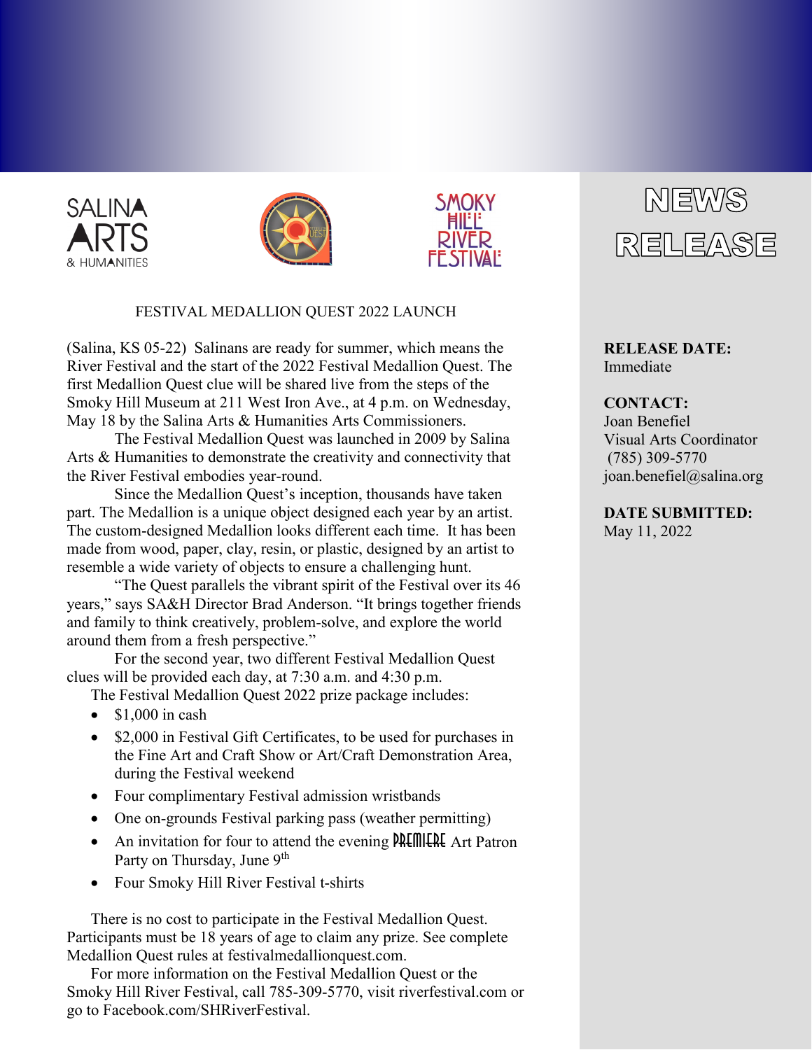SALINA ARTS & HUMANITIES

SMOKY HILL RIVER FESTIVAL

# NEWS RELEASE

**RELEASE DATE:**
Immediate

**CONTACT:**
Joan Benefiel
Visual Arts Coordinator
(785) 309-5770
joan.benefiel@salina.org

**DATE SUBMITTED:**
May 11, 2022

## FESTIVAL MEDALLION QUEST 2022 LAUNCH

(Salina, KS 05-22) Salinans are ready for summer, which means the River Festival and the start of the 2022 Festival Medallion Quest. The first Medallion Quest clue will be shared live from the steps of the Smoky Hill Museum at 211 West Iron Ave., at 4 p.m. on Wednesday, May 18 by the Salina Arts & Humanities Arts Commissioners.

The Festival Medallion Quest was launched in 2009 by Salina Arts & Humanities to demonstrate the creativity and connectivity that the River Festival embodies year-round.

Since the Medallion Quest's inception, thousands have taken part. The Medallion is a unique object designed each year by an artist. The custom-designed Medallion looks different each time. It has been made from wood, paper, clay, resin, or plastic, designed by an artist to resemble a wide variety of objects to ensure a challenging hunt.

"The Quest parallels the vibrant spirit of the Festival over its 46 years," says SA&H Director Brad Anderson. "It brings together friends and family to think creatively, problem-solve, and explore the world around them from a fresh perspective."

For the second year, two different Festival Medallion Quest clues will be provided each day, at 7:30 a.m. and 4:30 p.m.

The Festival Medallion Quest 2022 prize package includes:

- $1,000 in cash
- $2,000 in Festival Gift Certificates, to be used for purchases in the Fine Art and Craft Show or Art/Craft Demonstration Area, during the Festival weekend
- Four complimentary Festival admission wristbands
- One on-grounds Festival parking pass (weather permitting)
- An invitation for four to attend the evening PREMIERE Art Patron Party on Thursday, June 9th
- Four Smoky Hill River Festival t-shirts

There is no cost to participate in the Festival Medallion Quest. Participants must be 18 years of age to claim any prize. See complete Medallion Quest rules at festivalmedallionquest.com.

For more information on the Festival Medallion Quest or the Smoky Hill River Festival, call 785-309-5770, visit riverfestival.com or go to Facebook.com/SHRiverFestival.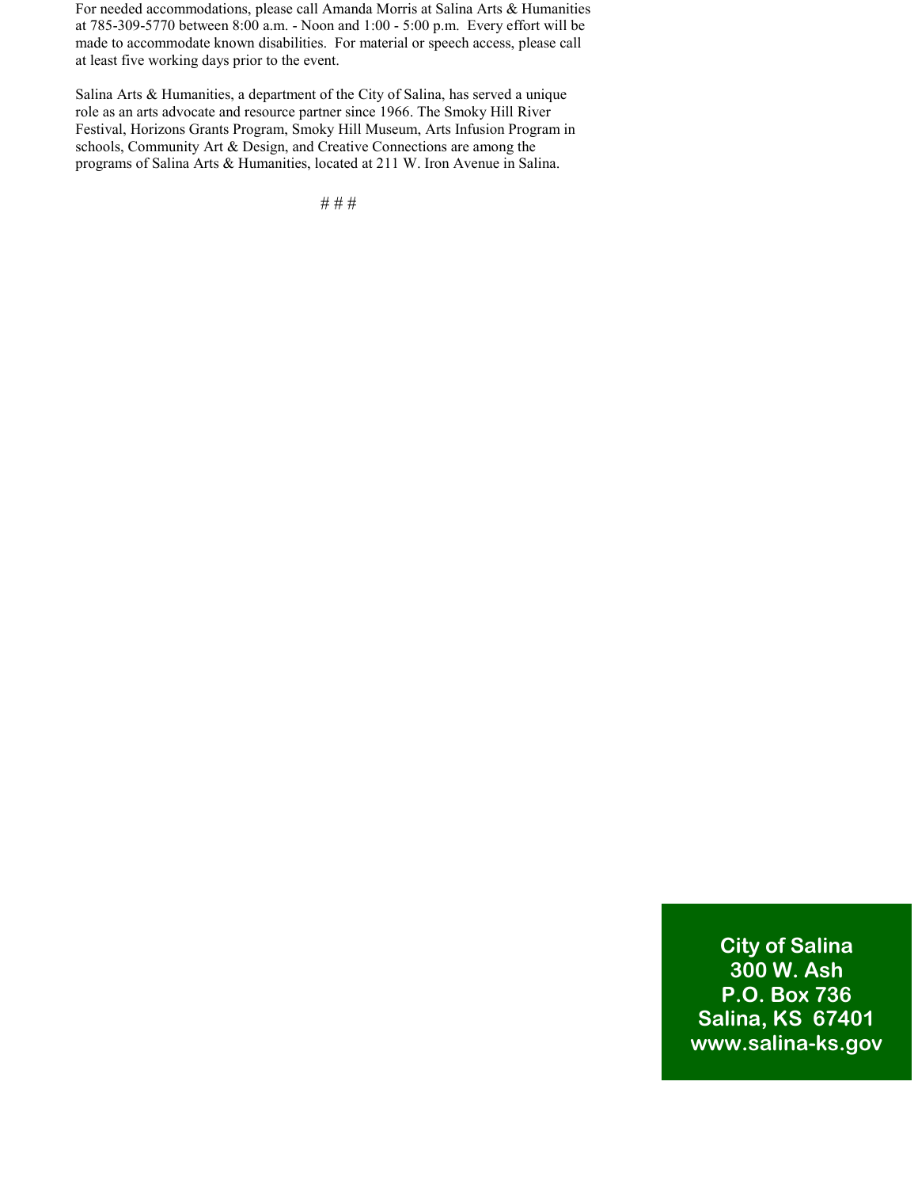For needed accommodations, please call Amanda Morris at Salina Arts & Humanities at 785-309-5770 between 8:00 a.m. - Noon and 1:00 - 5:00 p.m. Every effort will be made to accommodate known disabilities. For material or speech access, please call at least five working days prior to the event.

Salina Arts & Humanities, a department of the City of Salina, has served a unique role as an arts advocate and resource partner since 1966. The Smoky Hill River Festival, Horizons Grants Program, Smoky Hill Museum, Arts Infusion Program in schools, Community Art & Design, and Creative Connections are among the programs of Salina Arts & Humanities, located at 211 W. Iron Avenue in Salina.

# # #

**City of Salina**
**300 W. Ash**
**P.O. Box 736**
**Salina, KS 67401**
**www.salina-ks.gov**